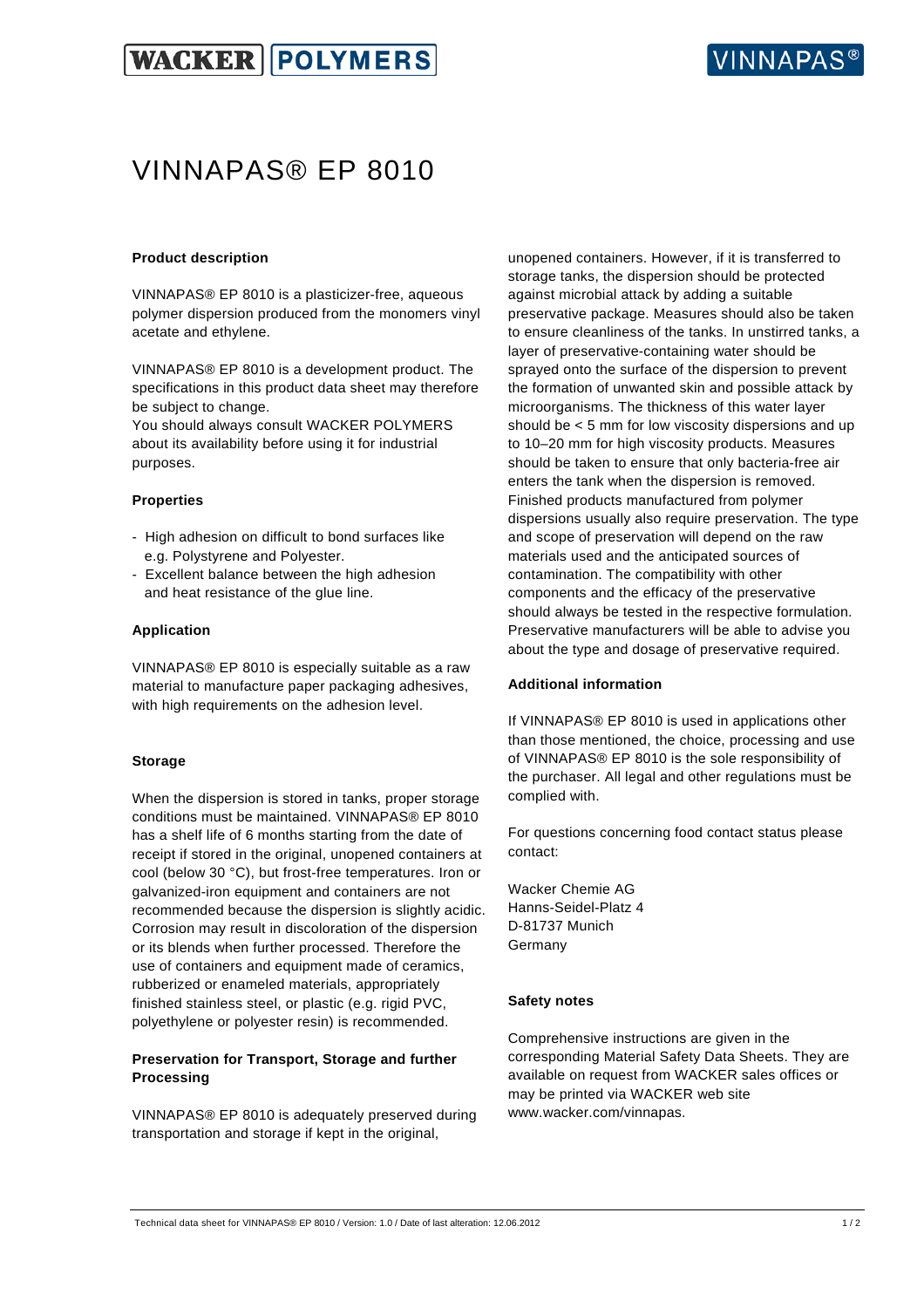# VINNAPAS® EP 8010

## Product description

VINNAPAS® EP 8010 is a plasticizer-free, aqueous polymer dispersion produced from the monomers vinyl acetate and ethylene.

VINNAPAS® EP 8010 is a development product. The specifications in this product data sheet may therefore be subject to change.
You should always consult WACKER POLYMERS about its availability before using it for industrial purposes.

## Properties

- High adhesion on difficult to bond surfaces like e.g. Polystyrene and Polyester.
- Excellent balance between the high adhesion and heat resistance of the glue line.

## Application

VINNAPAS® EP 8010 is especially suitable as a raw material to manufacture paper packaging adhesives, with high requirements on the adhesion level.

## Storage

When the dispersion is stored in tanks, proper storage conditions must be maintained. VINNAPAS® EP 8010 has a shelf life of 6 months starting from the date of receipt if stored in the original, unopened containers at cool (below 30 °C), but frost-free temperatures. Iron or galvanized-iron equipment and containers are not recommended because the dispersion is slightly acidic. Corrosion may result in discoloration of the dispersion or its blends when further processed. Therefore the use of containers and equipment made of ceramics, rubberized or enameled materials, appropriately finished stainless steel, or plastic (e.g. rigid PVC, polyethylene or polyester resin) is recommended.

## Preservation for Transport, Storage and further Processing

VINNAPAS® EP 8010 is adequately preserved during transportation and storage if kept in the original, unopened containers. However, if it is transferred to storage tanks, the dispersion should be protected against microbial attack by adding a suitable preservative package. Measures should also be taken to ensure cleanliness of the tanks. In unstirred tanks, a layer of preservative-containing water should be sprayed onto the surface of the dispersion to prevent the formation of unwanted skin and possible attack by microorganisms. The thickness of this water layer should be < 5 mm for low viscosity dispersions and up to 10–20 mm for high viscosity products. Measures should be taken to ensure that only bacteria-free air enters the tank when the dispersion is removed.
Finished products manufactured from polymer dispersions usually also require preservation. The type and scope of preservation will depend on the raw materials used and the anticipated sources of contamination. The compatibility with other components and the efficacy of the preservative should always be tested in the respective formulation. Preservative manufacturers will be able to advise you about the type and dosage of preservative required.

## Additional information

If VINNAPAS® EP 8010 is used in applications other than those mentioned, the choice, processing and use of VINNAPAS® EP 8010 is the sole responsibility of the purchaser. All legal and other regulations must be complied with.

For questions concerning food contact status please contact:

Wacker Chemie AG
Hanns-Seidel-Platz 4
D-81737 Munich
Germany

## Safety notes

Comprehensive instructions are given in the corresponding Material Safety Data Sheets. They are available on request from WACKER sales offices or may be printed via WACKER web site www.wacker.com/vinnapas.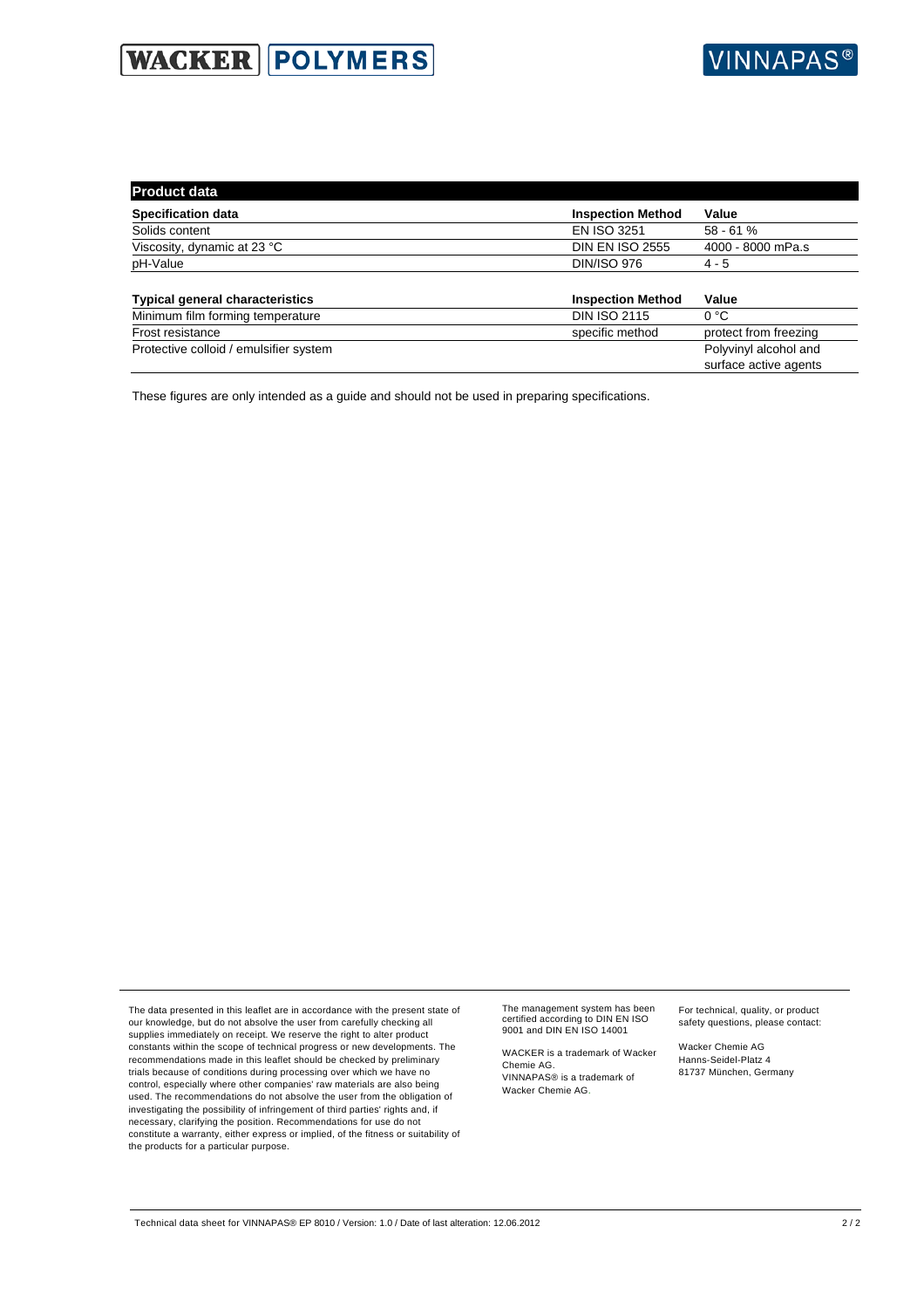## Product data

| Specification data | Inspection Method | Value |
|---|---|---|
| Solids content | EN ISO 3251 | 58 - 61 % |
| Viscosity, dynamic at 23 °C | DIN EN ISO 2555 | 4000 - 8000 mPa.s |
| pH-Value | DIN/ISO 976 | 4 - 5 |

| Typical general characteristics | Inspection Method | Value |
|---|---|---|
| Minimum film forming temperature | DIN ISO 2115 | 0 °C |
| Frost resistance | specific method | protect from freezing |
| Protective colloid / emulsifier system | | Polyvinyl alcohol and surface active agents |

These figures are only intended as a guide and should not be used in preparing specifications.

The data presented in this leaflet are in accordance with the present state of our knowledge, but do not absolve the user from carefully checking all supplies immediately on receipt. We reserve the right to alter product constants within the scope of technical progress or new developments. The recommendations made in this leaflet should be checked by preliminary trials because of conditions during processing over which we have no control, especially where other companies' raw materials are also being used. The recommendations do not absolve the user from the obligation of investigating the possibility of infringement of third parties' rights and, if necessary, clarifying the position. Recommendations for use do not constitute a warranty, either express or implied, of the fitness or suitability of the products for a particular purpose.

The management system has been certified according to DIN EN ISO 9001 and DIN EN ISO 14001

WACKER is a trademark of Wacker Chemie AG.
VINNAPAS® is a trademark of Wacker Chemie AG.

For technical, quality, or product safety questions, please contact:

Wacker Chemie AG
Hanns-Seidel-Platz 4
81737 München, Germany